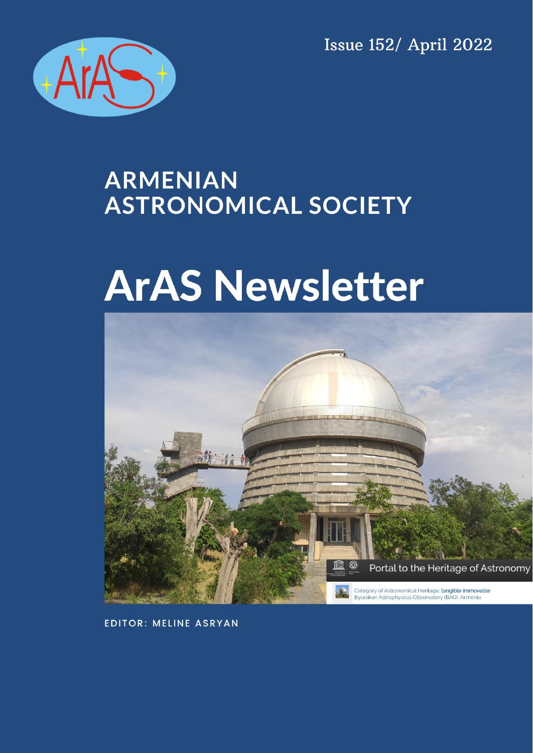Issue 152/ April 2022

# ARMENIAN ASTRONOMICAL SOCIETY

# ArAS Newsletter

Portal to the Heritage of Astronomy

Category of Astronomical Heritage: tangible immovable
Byurakan Astrophysical Observatory (BAO), Armenia

EDITOR: MELINE ASRYAN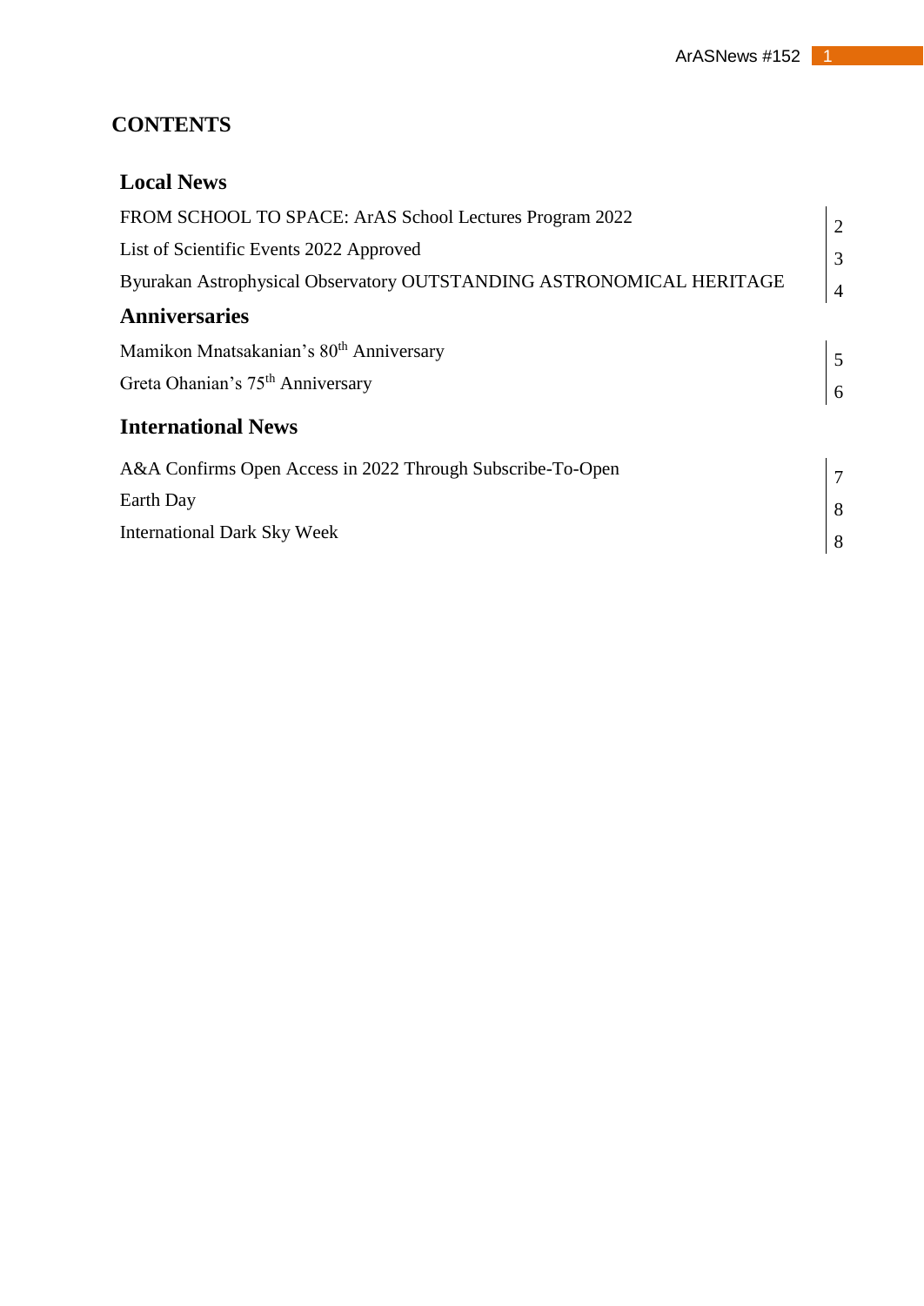# CONTENTS

## Local News

| | |
|---|---|
| FROM SCHOOL TO SPACE: ArAS School Lectures Program 2022 | 2 |
| List of Scientific Events 2022 Approved | 3 |
| Byurakan Astrophysical Observatory OUTSTANDING ASTRONOMICAL HERITAGE | 4 |

## Anniversaries

| | |
|---|---|
| Mamikon Mnatsakanian's 80th Anniversary | 5 |
| Greta Ohanian's 75th Anniversary | 6 |

## International News

| | |
|---|---|
| A&A Confirms Open Access in 2022 Through Subscribe-To-Open | 7 |
| Earth Day | 8 |
| International Dark Sky Week | 8 |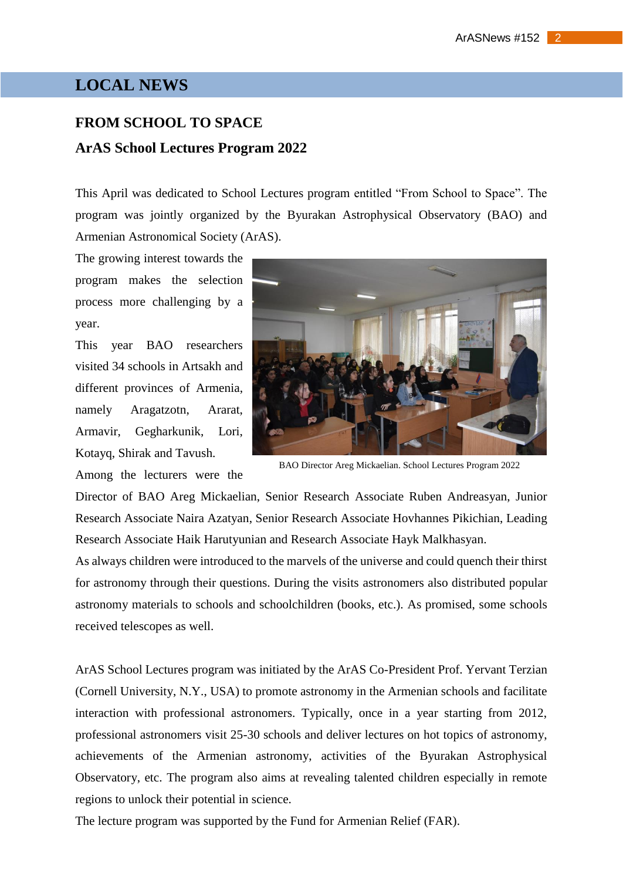## LOCAL NEWS

### FROM SCHOOL TO SPACE

### ArAS School Lectures Program 2022

This April was dedicated to School Lectures program entitled "From School to Space". The program was jointly organized by the Byurakan Astrophysical Observatory (BAO) and Armenian Astronomical Society (ArAS).

The growing interest towards the program makes the selection process more challenging by a year.

This year BAO researchers visited 34 schools in Artsakh and different provinces of Armenia, namely Aragatzotn, Ararat, Armavir, Gegharkunik, Lori, Kotayq, Shirak and Tavush.

BAO Director Areg Mickaelian. School Lectures Program 2022

Among the lecturers were the Director of BAO Areg Mickaelian, Senior Research Associate Ruben Andreasyan, Junior Research Associate Naira Azatyan, Senior Research Associate Hovhannes Pikichian, Leading Research Associate Haik Harutyunian and Research Associate Hayk Malkhasyan.

As always children were introduced to the marvels of the universe and could quench their thirst for astronomy through their questions. During the visits astronomers also distributed popular astronomy materials to schools and schoolchildren (books, etc.). As promised, some schools received telescopes as well.

ArAS School Lectures program was initiated by the ArAS Co-President Prof. Yervant Terzian (Cornell University, N.Y., USA) to promote astronomy in the Armenian schools and facilitate interaction with professional astronomers. Typically, once in a year starting from 2012, professional astronomers visit 25-30 schools and deliver lectures on hot topics of astronomy, achievements of the Armenian astronomy, activities of the Byurakan Astrophysical Observatory, etc. The program also aims at revealing talented children especially in remote regions to unlock their potential in science.

The lecture program was supported by the Fund for Armenian Relief (FAR).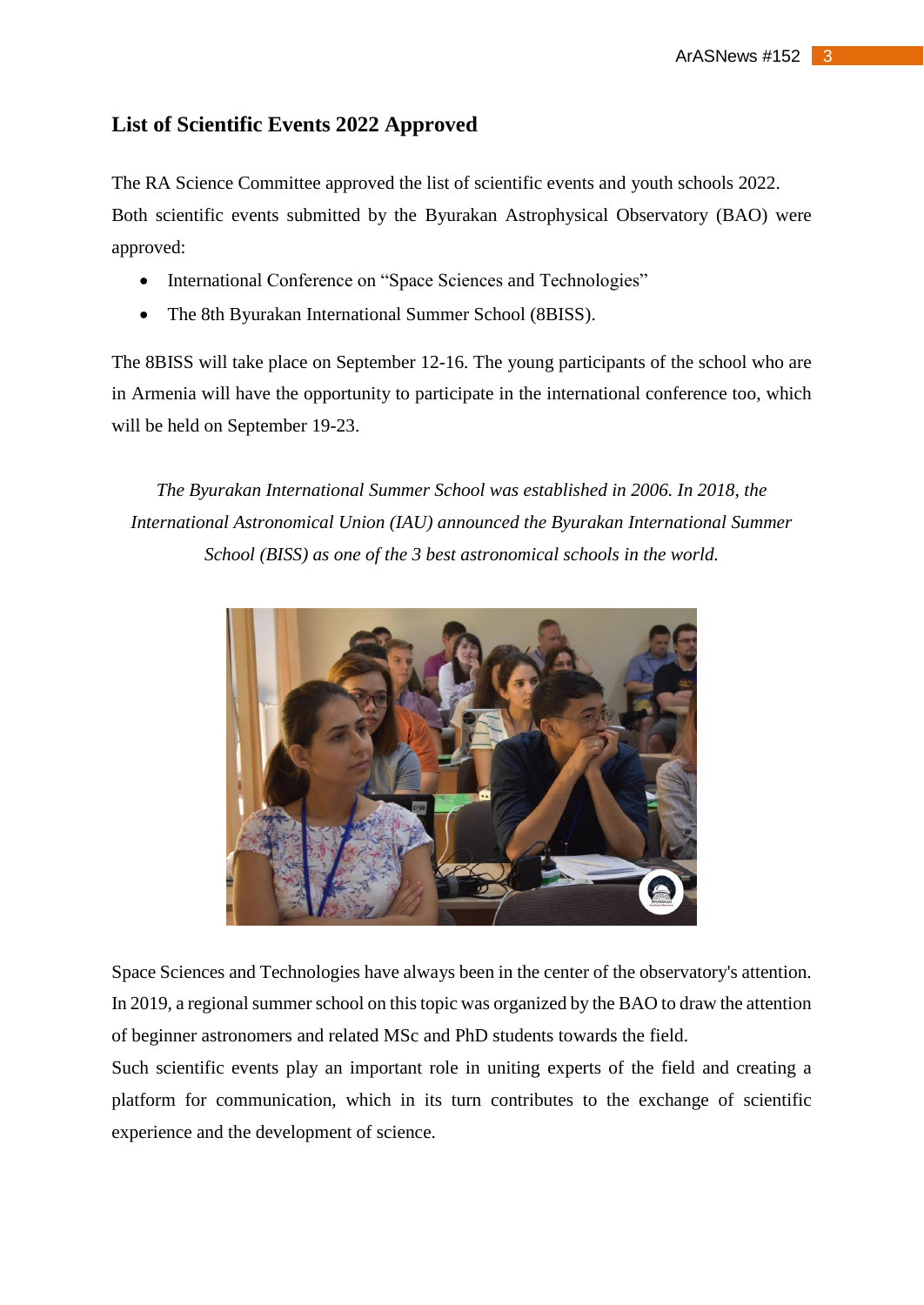## List of Scientific Events 2022 Approved

The RA Science Committee approved the list of scientific events and youth schools 2022. Both scientific events submitted by the Byurakan Astrophysical Observatory (BAO) were approved:

- International Conference on "Space Sciences and Technologies"
- The 8th Byurakan International Summer School (8BISS).

The 8BISS will take place on September 12-16. The young participants of the school who are in Armenia will have the opportunity to participate in the international conference too, which will be held on September 19-23.

*The Byurakan International Summer School was established in 2006. In 2018, the International Astronomical Union (IAU) announced the Byurakan International Summer School (BISS) as one of the 3 best astronomical schools in the world.*

Space Sciences and Technologies have always been in the center of the observatory's attention. In 2019, a regional summer school on this topic was organized by the BAO to draw the attention of beginner astronomers and related MSc and PhD students towards the field.

Such scientific events play an important role in uniting experts of the field and creating a platform for communication, which in its turn contributes to the exchange of scientific experience and the development of science.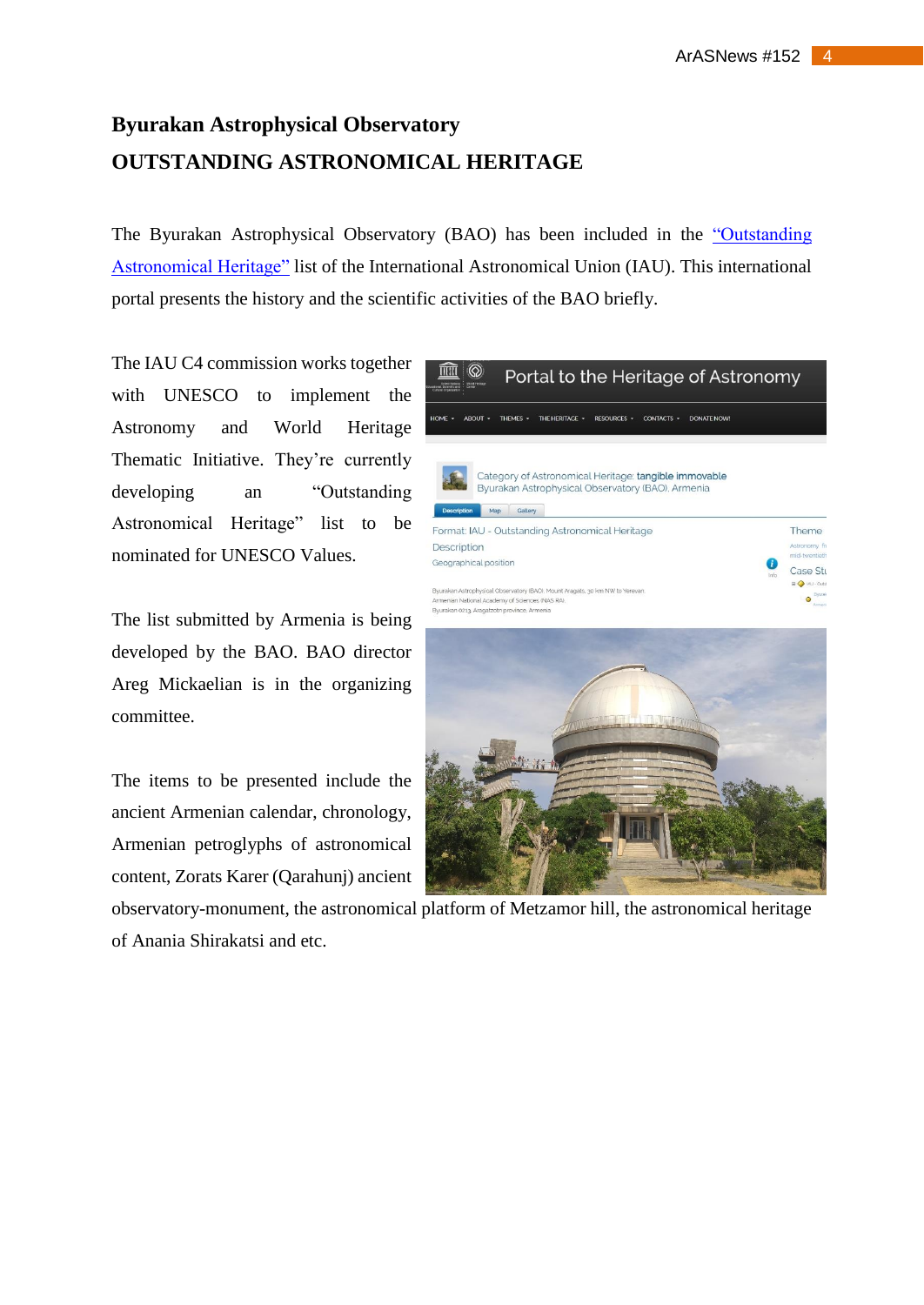# Byurakan Astrophysical Observatory

## OUTSTANDING ASTRONOMICAL HERITAGE

The Byurakan Astrophysical Observatory (BAO) has been included in the "Outstanding Astronomical Heritage" list of the International Astronomical Union (IAU). This international portal presents the history and the scientific activities of the BAO briefly.

The IAU C4 commission works together with UNESCO to implement the Astronomy and World Heritage Thematic Initiative. They're currently developing an "Outstanding Astronomical Heritage" list to be nominated for UNESCO Values.

The list submitted by Armenia is being developed by the BAO. BAO director Areg Mickaelian is in the organizing committee.

The items to be presented include the ancient Armenian calendar, chronology, Armenian petroglyphs of astronomical content, Zorats Karer (Qarahunj) ancient observatory-monument, the astronomical platform of Metzamor hill, the astronomical heritage of Anania Shirakatsi and etc.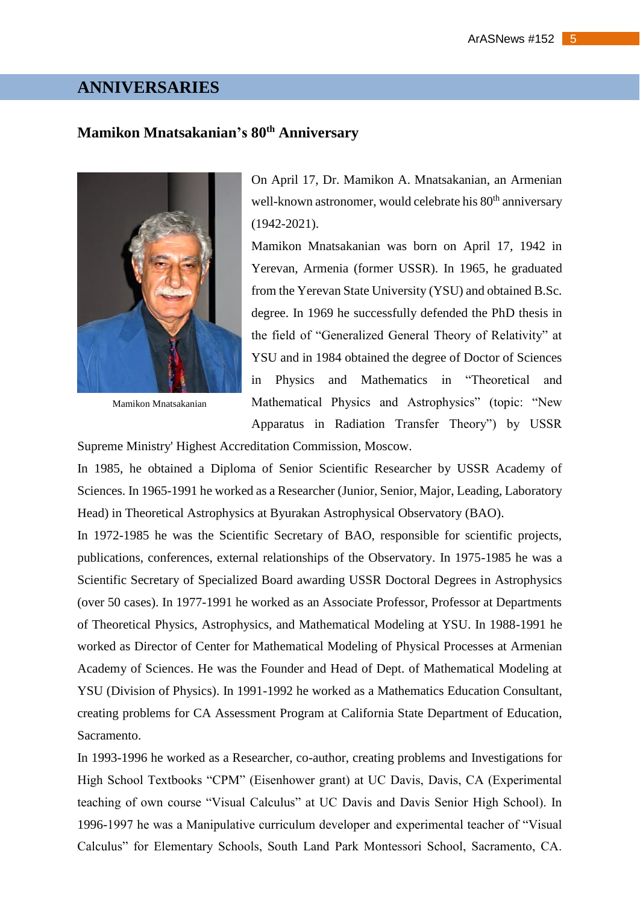# ANNIVERSARIES

## Mamikon Mnatsakanian's 80th Anniversary

Mamikon Mnatsakanian

On April 17, Dr. Mamikon A. Mnatsakanian, an Armenian well-known astronomer, would celebrate his 80th anniversary (1942-2021).

Mamikon Mnatsakanian was born on April 17, 1942 in Yerevan, Armenia (former USSR). In 1965, he graduated from the Yerevan State University (YSU) and obtained B.Sc. degree. In 1969 he successfully defended the PhD thesis in the field of "Generalized General Theory of Relativity" at YSU and in 1984 obtained the degree of Doctor of Sciences in Physics and Mathematics in "Theoretical and Mathematical Physics and Astrophysics" (topic: "New Apparatus in Radiation Transfer Theory") by USSR Supreme Ministry' Highest Accreditation Commission, Moscow.

In 1985, he obtained a Diploma of Senior Scientific Researcher by USSR Academy of Sciences. In 1965-1991 he worked as a Researcher (Junior, Senior, Major, Leading, Laboratory Head) in Theoretical Astrophysics at Byurakan Astrophysical Observatory (BAO).

In 1972-1985 he was the Scientific Secretary of BAO, responsible for scientific projects, publications, conferences, external relationships of the Observatory. In 1975-1985 he was a Scientific Secretary of Specialized Board awarding USSR Doctoral Degrees in Astrophysics (over 50 cases). In 1977-1991 he worked as an Associate Professor, Professor at Departments of Theoretical Physics, Astrophysics, and Mathematical Modeling at YSU. In 1988-1991 he worked as Director of Center for Mathematical Modeling of Physical Processes at Armenian Academy of Sciences. He was the Founder and Head of Dept. of Mathematical Modeling at YSU (Division of Physics). In 1991-1992 he worked as a Mathematics Education Consultant, creating problems for CA Assessment Program at California State Department of Education, Sacramento.

In 1993-1996 he worked as a Researcher, co-author, creating problems and Investigations for High School Textbooks "CPM" (Eisenhower grant) at UC Davis, Davis, CA (Experimental teaching of own course "Visual Calculus" at UC Davis and Davis Senior High School). In 1996-1997 he was a Manipulative curriculum developer and experimental teacher of "Visual Calculus" for Elementary Schools, South Land Park Montessori School, Sacramento, CA.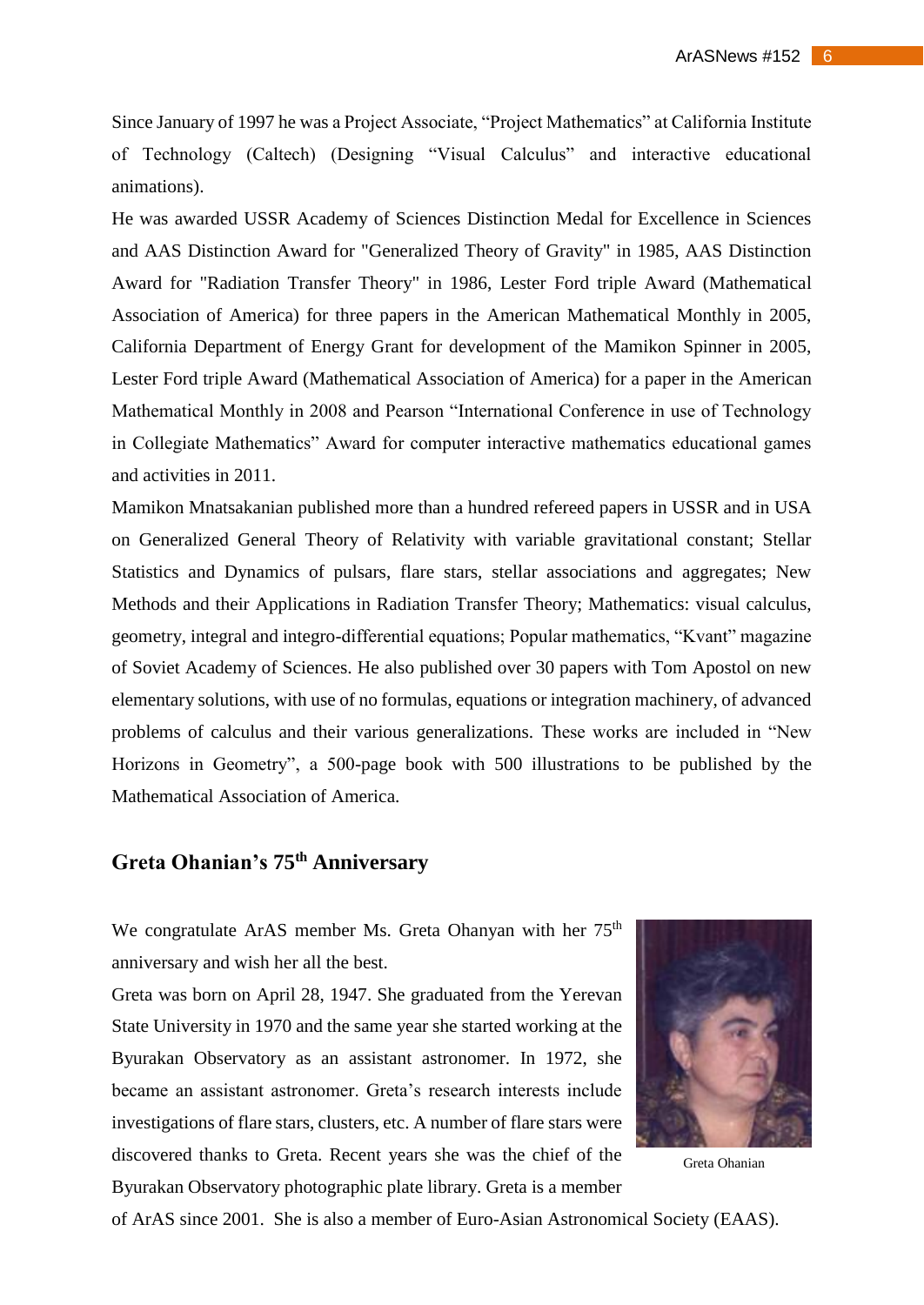Since January of 1997 he was a Project Associate, “Project Mathematics” at California Institute of Technology (Caltech) (Designing “Visual Calculus” and interactive educational animations).

He was awarded USSR Academy of Sciences Distinction Medal for Excellence in Sciences and AAS Distinction Award for "Generalized Theory of Gravity" in 1985, AAS Distinction Award for "Radiation Transfer Theory" in 1986, Lester Ford triple Award (Mathematical Association of America) for three papers in the American Mathematical Monthly in 2005, California Department of Energy Grant for development of the Mamikon Spinner in 2005, Lester Ford triple Award (Mathematical Association of America) for a paper in the American Mathematical Monthly in 2008 and Pearson “International Conference in use of Technology in Collegiate Mathematics” Award for computer interactive mathematics educational games and activities in 2011.

Mamikon Mnatsakanian published more than a hundred refereed papers in USSR and in USA on Generalized General Theory of Relativity with variable gravitational constant; Stellar Statistics and Dynamics of pulsars, flare stars, stellar associations and aggregates; New Methods and their Applications in Radiation Transfer Theory; Mathematics: visual calculus, geometry, integral and integro-differential equations; Popular mathematics, “Kvant” magazine of Soviet Academy of Sciences. He also published over 30 papers with Tom Apostol on new elementary solutions, with use of no formulas, equations or integration machinery, of advanced problems of calculus and their various generalizations. These works are included in “New Horizons in Geometry”, a 500-page book with 500 illustrations to be published by the Mathematical Association of America.

## Greta Ohanian’s 75th Anniversary

We congratulate ArAS member Ms. Greta Ohanyan with her 75th anniversary and wish her all the best.

Greta was born on April 28, 1947. She graduated from the Yerevan State University in 1970 and the same year she started working at the Byurakan Observatory as an assistant astronomer. In 1972, she became an assistant astronomer. Greta’s research interests include investigations of flare stars, clusters, etc. A number of flare stars were discovered thanks to Greta. Recent years she was the chief of the Byurakan Observatory photographic plate library. Greta is a member of ArAS since 2001. She is also a member of Euro-Asian Astronomical Society (EAAS).

Greta Ohanian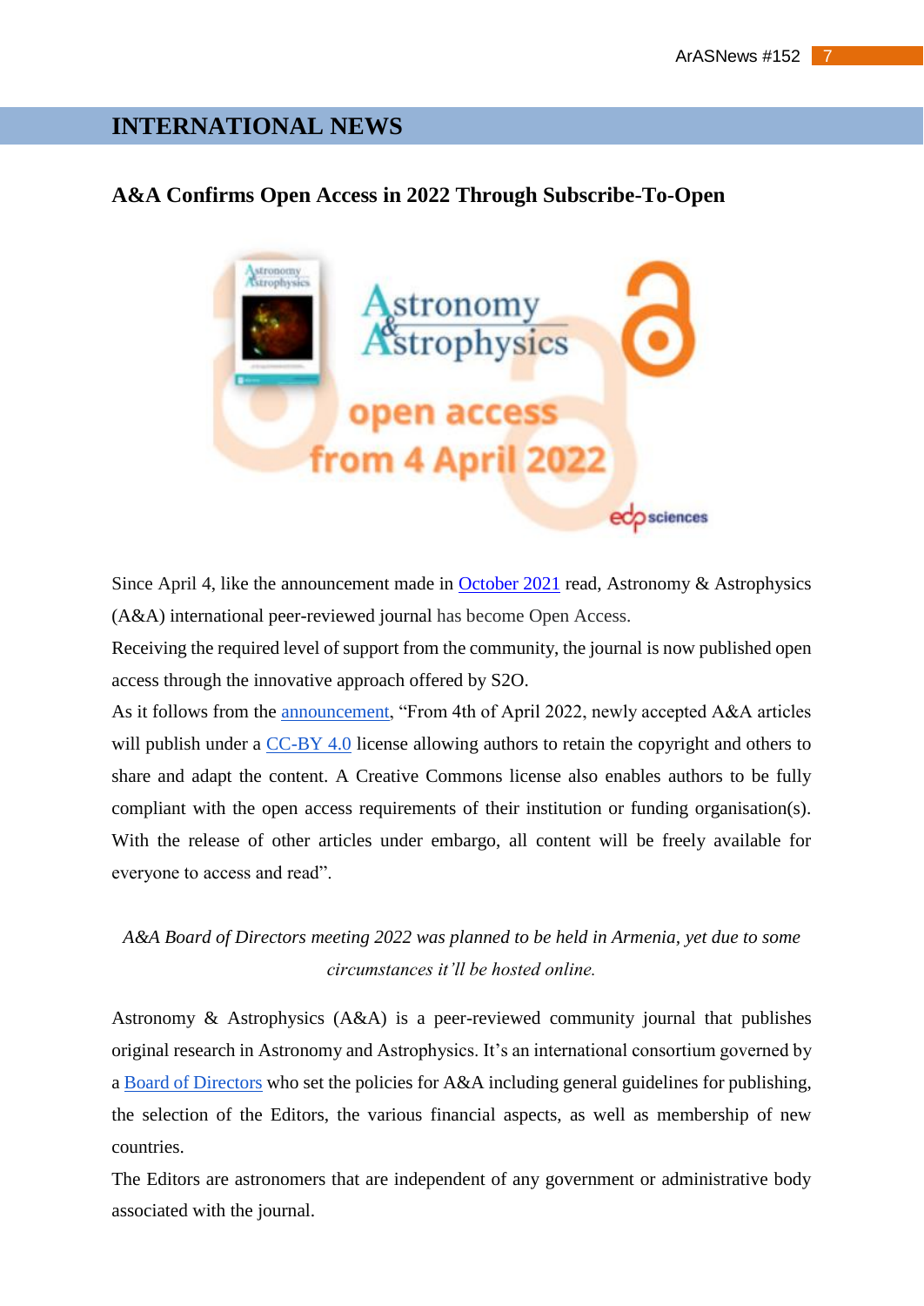# INTERNATIONAL NEWS

## A&A Confirms Open Access in 2022 Through Subscribe-To-Open

Since April 4, like the announcement made in October 2021 read, Astronomy & Astrophysics (A&A) international peer-reviewed journal has become Open Access.

Receiving the required level of support from the community, the journal is now published open access through the innovative approach offered by S2O.

As it follows from the announcement, "From 4th of April 2022, newly accepted A&A articles will publish under a CC-BY 4.0 license allowing authors to retain the copyright and others to share and adapt the content. A Creative Commons license also enables authors to be fully compliant with the open access requirements of their institution or funding organisation(s). With the release of other articles under embargo, all content will be freely available for everyone to access and read".

*A&A Board of Directors meeting 2022 was planned to be held in Armenia, yet due to some circumstances it'll be hosted online.*

Astronomy & Astrophysics (A&A) is a peer-reviewed community journal that publishes original research in Astronomy and Astrophysics. It's an international consortium governed by a Board of Directors who set the policies for A&A including general guidelines for publishing, the selection of the Editors, the various financial aspects, as well as membership of new countries.

The Editors are astronomers that are independent of any government or administrative body associated with the journal.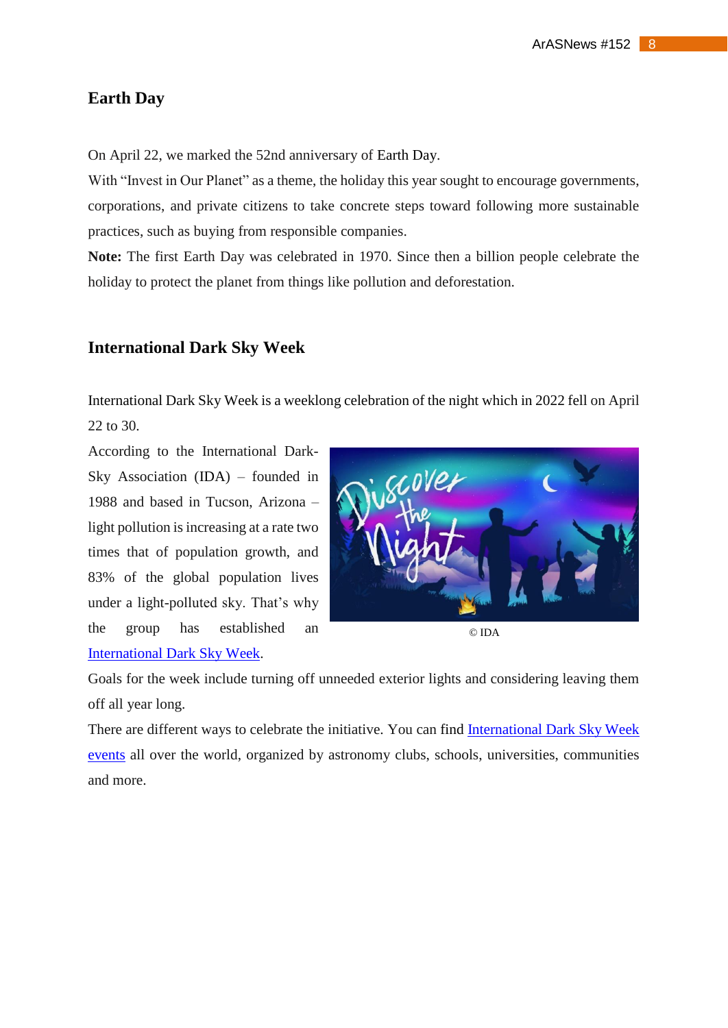## Earth Day

On April 22, we marked the 52nd anniversary of Earth Day.

With "Invest in Our Planet" as a theme, the holiday this year sought to encourage governments, corporations, and private citizens to take concrete steps toward following more sustainable practices, such as buying from responsible companies.

**Note:** The first Earth Day was celebrated in 1970. Since then a billion people celebrate the holiday to protect the planet from things like pollution and deforestation.

## International Dark Sky Week

International Dark Sky Week is a weeklong celebration of the night which in 2022 fell on April 22 to 30.

According to the International Dark-Sky Association (IDA) – founded in 1988 and based in Tucson, Arizona – light pollution is increasing at a rate two times that of population growth, and 83% of the global population lives under a light-polluted sky. That's why the group has established an International Dark Sky Week.

© IDA

Goals for the week include turning off unneeded exterior lights and considering leaving them off all year long.

There are different ways to celebrate the initiative. You can find International Dark Sky Week events all over the world, organized by astronomy clubs, schools, universities, communities and more.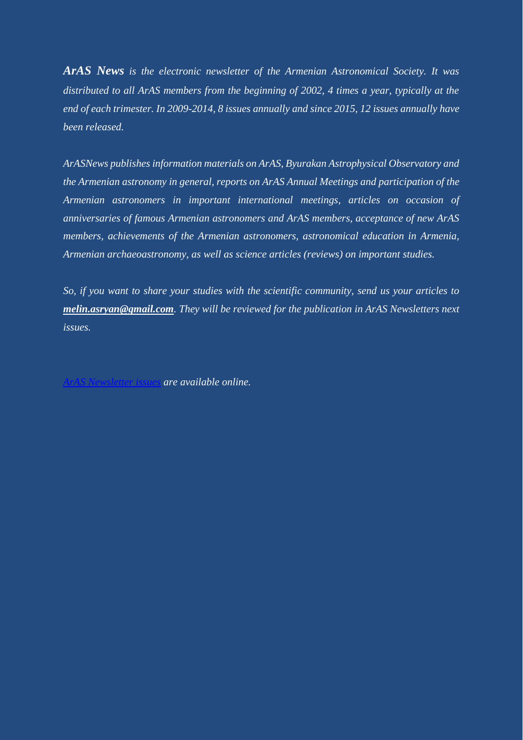***ArAS News*** *is the electronic newsletter of the Armenian Astronomical Society. It was distributed to all ArAS members from the beginning of 2002, 4 times a year, typically at the end of each trimester. In 2009-2014, 8 issues annually and since 2015, 12 issues annually have been released.*

*ArASNews publishes information materials on ArAS, Byurakan Astrophysical Observatory and the Armenian astronomy in general, reports on ArAS Annual Meetings and participation of the Armenian astronomers in important international meetings, articles on occasion of anniversaries of famous Armenian astronomers and ArAS members, acceptance of new ArAS members, achievements of the Armenian astronomers, astronomical education in Armenia, Armenian archaeoastronomy, as well as science articles (reviews) on important studies.*

*So, if you want to share your studies with the scientific community, send us your articles to* ***melin.asryan@gmail.com****. They will be reviewed for the publication in ArAS Newsletters next issues.*

*ArAS Newsletter issues are available online.*